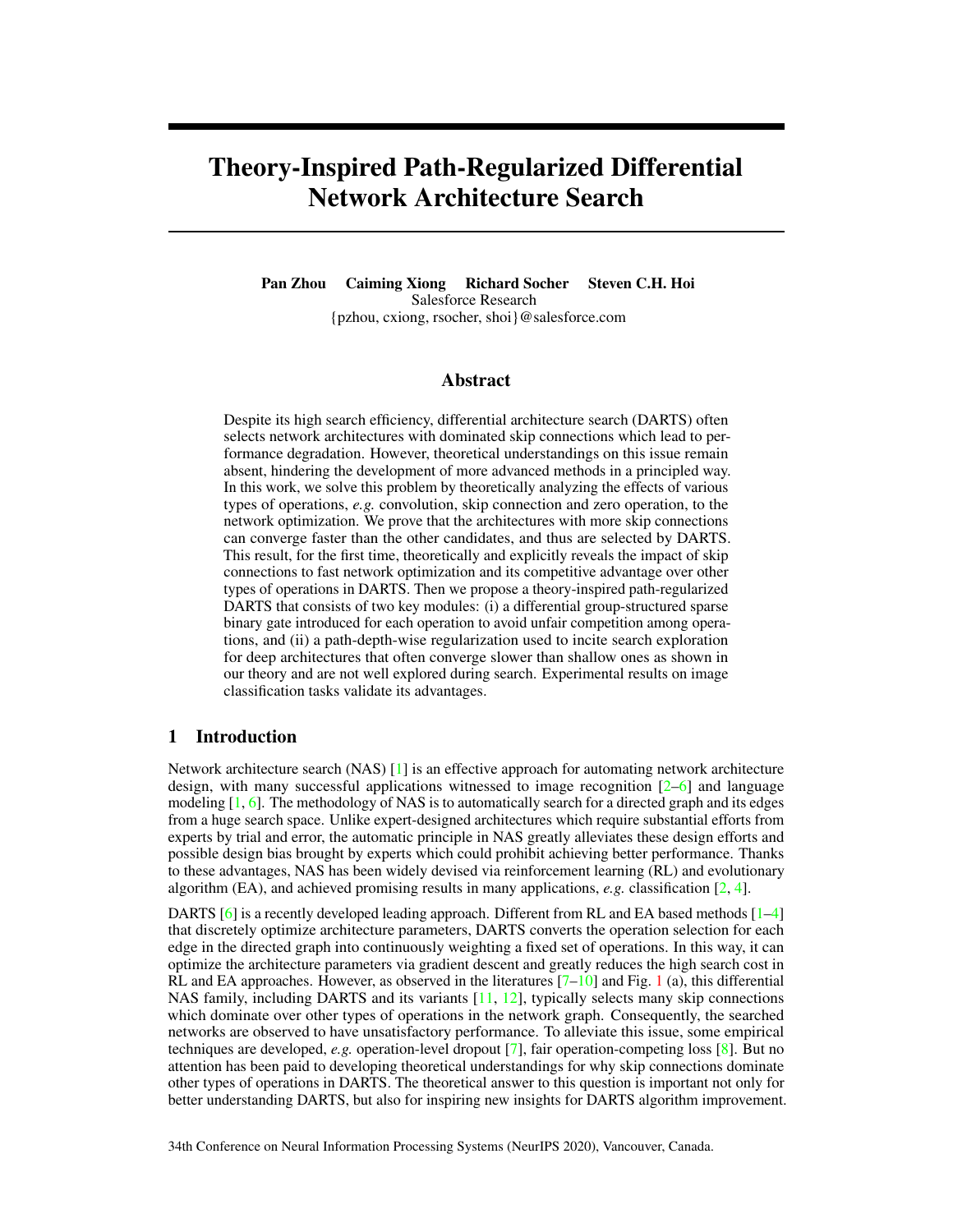# Theory-Inspired Path-Regularized Differential Network Architecture Search

**Pan Zhou Caiming Xiong Richard Socher Steven C.H. Hoi**
Salesforce Research
{pzhou, cxiong, rsocher, shoi}@salesforce.com

## Abstract

Despite its high search efficiency, differential architecture search (DARTS) often selects network architectures with dominated skip connections which lead to performance degradation. However, theoretical understandings on this issue remain absent, hindering the development of more advanced methods in a principled way. In this work, we solve this problem by theoretically analyzing the effects of various types of operations, *e.g.* convolution, skip connection and zero operation, to the network optimization. We prove that the architectures with more skip connections can converge faster than the other candidates, and thus are selected by DARTS. This result, for the first time, theoretically and explicitly reveals the impact of skip connections to fast network optimization and its competitive advantage over other types of operations in DARTS. Then we propose a theory-inspired path-regularized DARTS that consists of two key modules: (i) a differential group-structured sparse binary gate introduced for each operation to avoid unfair competition among operations, and (ii) a path-depth-wise regularization used to incite search exploration for deep architectures that often converge slower than shallow ones as shown in our theory and are not well explored during search. Experimental results on image classification tasks validate its advantages.

## 1 Introduction

Network architecture search (NAS) [1] is an effective approach for automating network architecture design, with many successful applications witnessed to image recognition [2–6] and language modeling [1, 6]. The methodology of NAS is to automatically search for a directed graph and its edges from a huge search space. Unlike expert-designed architectures which require substantial efforts from experts by trial and error, the automatic principle in NAS greatly alleviates these design efforts and possible design bias brought by experts which could prohibit achieving better performance. Thanks to these advantages, NAS has been widely devised via reinforcement learning (RL) and evolutionary algorithm (EA), and achieved promising results in many applications, *e.g.* classification [2, 4].

DARTS [6] is a recently developed leading approach. Different from RL and EA based methods [1–4] that discretely optimize architecture parameters, DARTS converts the operation selection for each edge in the directed graph into continuously weighting a fixed set of operations. In this way, it can optimize the architecture parameters via gradient descent and greatly reduces the high search cost in RL and EA approaches. However, as observed in the literatures [7–10] and Fig. 1 (a), this differential NAS family, including DARTS and its variants [11, 12], typically selects many skip connections which dominate over other types of operations in the network graph. Consequently, the searched networks are observed to have unsatisfactory performance. To alleviate this issue, some empirical techniques are developed, *e.g.* operation-level dropout [7], fair operation-competing loss [8]. But no attention has been paid to developing theoretical understandings for why skip connections dominate other types of operations in DARTS. The theoretical answer to this question is important not only for better understanding DARTS, but also for inspiring new insights for DARTS algorithm improvement.

34th Conference on Neural Information Processing Systems (NeurIPS 2020), Vancouver, Canada.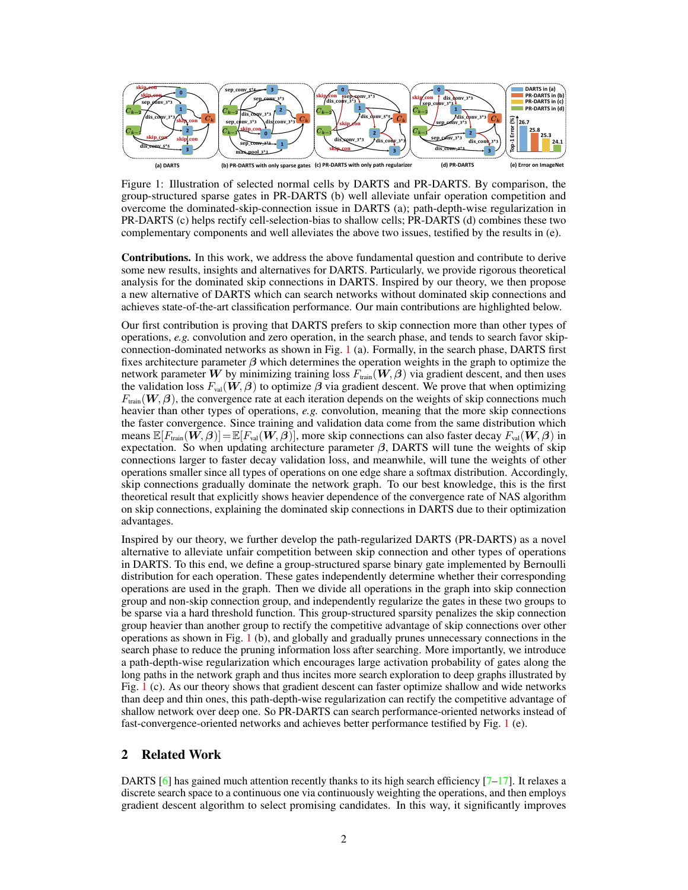Figure 1: Illustration of selected normal cells by DARTS and PR-DARTS. By comparison, the group-structured sparse gates in PR-DARTS (b) well alleviate unfair operation competition and overcome the dominated-skip-connection issue in DARTS (a); path-depth-wise regularization in PR-DARTS (c) helps rectify cell-selection-bias to shallow cells; PR-DARTS (d) combines these two complementary components and well alleviates the above two issues, testified by the results in (e).

**Contributions.** In this work, we address the above fundamental question and contribute to derive some new results, insights and alternatives for DARTS. Particularly, we provide rigorous theoretical analysis for the dominated skip connections in DARTS. Inspired by our theory, we then propose a new alternative of DARTS which can search networks without dominated skip connections and achieves state-of-the-art classification performance. Our main contributions are highlighted below.

Our first contribution is proving that DARTS prefers to skip connection more than other types of operations, *e.g.* convolution and zero operation, in the search phase, and tends to search favor skip-connection-dominated networks as shown in Fig. 1 (a). Formally, in the search phase, DARTS first fixes architecture parameter $\boldsymbol{\beta}$ which determines the operation weights in the graph to optimize the network parameter $\boldsymbol{W}$ by minimizing training loss $F_{\text{train}}(\boldsymbol{W}, \boldsymbol{\beta})$ via gradient descent, and then uses the validation loss $F_{\text{val}}(\boldsymbol{W}, \boldsymbol{\beta})$ to optimize $\boldsymbol{\beta}$ via gradient descent. We prove that when optimizing $F_{\text{train}}(\boldsymbol{W}, \boldsymbol{\beta})$, the convergence rate at each iteration depends on the weights of skip connections much heavier than other types of operations, *e.g.* convolution, meaning that the more skip connections the faster convergence. Since training and validation data come from the same distribution which means $\mathbb{E}[F_{\text{train}}(\boldsymbol{W}, \boldsymbol{\beta})] = \mathbb{E}[F_{\text{val}}(\boldsymbol{W}, \boldsymbol{\beta})]$, more skip connections can also faster decay $F_{\text{val}}(\boldsymbol{W}, \boldsymbol{\beta})$ in expectation. So when updating architecture parameter $\boldsymbol{\beta}$, DARTS will tune the weights of skip connections larger to faster decay validation loss, and meanwhile, will tune the weights of other operations smaller since all types of operations on one edge share a softmax distribution. Accordingly, skip connections gradually dominate the network graph. To our best knowledge, this is the first theoretical result that explicitly shows heavier dependence of the convergence rate of NAS algorithm on skip connections, explaining the dominated skip connections in DARTS due to their optimization advantages.

Inspired by our theory, we further develop the path-regularized DARTS (PR-DARTS) as a novel alternative to alleviate unfair competition between skip connection and other types of operations in DARTS. To this end, we define a group-structured sparse binary gate implemented by Bernoulli distribution for each operation. These gates independently determine whether their corresponding operations are used in the graph. Then we divide all operations in the graph into skip connection group and non-skip connection group, and independently regularize the gates in these two groups to be sparse via a hard threshold function. This group-structured sparsity penalizes the skip connection group heavier than another group to rectify the competitive advantage of skip connections over other operations as shown in Fig. 1 (b), and globally and gradually prunes unnecessary connections in the search phase to reduce the pruning information loss after searching. More importantly, we introduce a path-depth-wise regularization which encourages large activation probability of gates along the long paths in the network graph and thus incites more search exploration to deep graphs illustrated by Fig. 1 (c). As our theory shows that gradient descent can faster optimize shallow and wide networks than deep and thin ones, this path-depth-wise regularization can rectify the competitive advantage of shallow network over deep one. So PR-DARTS can search performance-oriented networks instead of fast-convergence-oriented networks and achieves better performance testified by Fig. 1 (e).

## 2 Related Work

DARTS [6] has gained much attention recently thanks to its high search efficiency [7–17]. It relaxes a discrete search space to a continuous one via continuously weighting the operations, and then employs gradient descent algorithm to select promising candidates. In this way, it significantly improves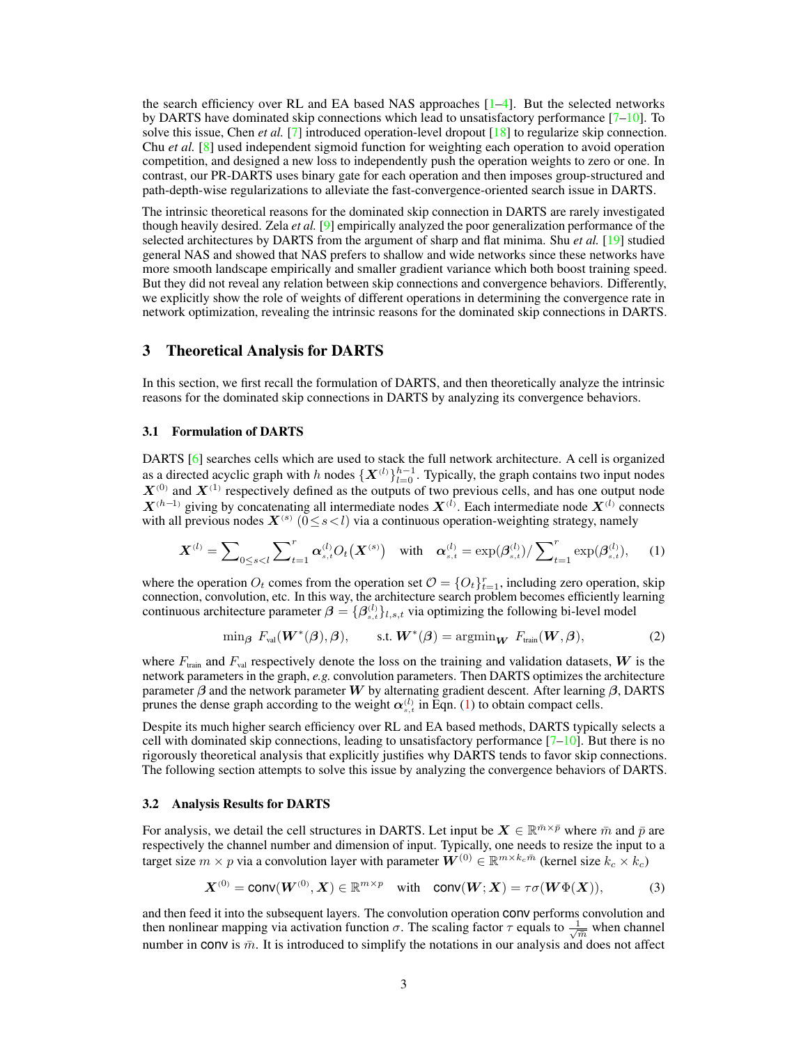the search efficiency over RL and EA based NAS approaches [1–4]. But the selected networks by DARTS have dominated skip connections which lead to unsatisfactory performance [7–10]. To solve this issue, Chen *et al.* [7] introduced operation-level dropout [18] to regularize skip connection. Chu *et al.* [8] used independent sigmoid function for weighting each operation to avoid operation competition, and designed a new loss to independently push the operation weights to zero or one. In contrast, our PR-DARTS uses binary gate for each operation and then imposes group-structured and path-depth-wise regularizations to alleviate the fast-convergence-oriented search issue in DARTS.

The intrinsic theoretical reasons for the dominated skip connection in DARTS are rarely investigated though heavily desired. Zela *et al.* [9] empirically analyzed the poor generalization performance of the selected architectures by DARTS from the argument of sharp and flat minima. Shu *et al.* [19] studied general NAS and showed that NAS prefers to shallow and wide networks since these networks have more smooth landscape empirically and smaller gradient variance which both boost training speed. But they did not reveal any relation between skip connections and convergence behaviors. Differently, we explicitly show the role of weights of different operations in determining the convergence rate in network optimization, revealing the intrinsic reasons for the dominated skip connections in DARTS.

## 3 Theoretical Analysis for DARTS

In this section, we first recall the formulation of DARTS, and then theoretically analyze the intrinsic reasons for the dominated skip connections in DARTS by analyzing its convergence behaviors.

### 3.1 Formulation of DARTS

DARTS [6] searches cells which are used to stack the full network architecture. A cell is organized as a directed acyclic graph with $h$ nodes $\{\boldsymbol{X}^{(l)}\}_{l=0}^{h-1}$. Typically, the graph contains two input nodes $\boldsymbol{X}^{(0)}$ and $\boldsymbol{X}^{(1)}$ respectively defined as the outputs of two previous cells, and has one output node $\boldsymbol{X}^{(h-1)}$ giving by concatenating all intermediate nodes $\boldsymbol{X}^{(l)}$. Each intermediate node $\boldsymbol{X}^{(l)}$ connects with all previous nodes $\boldsymbol{X}^{(s)}$ $(0 \le s < l)$ via a continuous operation-weighting strategy, namely

$$\boldsymbol{X}^{(l)} = \sum_{0\le s<l} \sum_{t=1}^{r} \boldsymbol{\alpha}_{s,t}^{(l)} O_t\big(\boldsymbol{X}^{(s)}\big) \quad \text{with} \quad \boldsymbol{\alpha}_{s,t}^{(l)} = \exp(\boldsymbol{\beta}_{s,t}^{(l)}) / \sum_{t=1}^{r} \exp(\boldsymbol{\beta}_{s,t}^{(l)}), \tag{1}$$

where the operation $O_t$ comes from the operation set $\mathcal{O} = \{O_t\}_{t=1}^{r}$, including zero operation, skip connection, convolution, etc. In this way, the architecture search problem becomes efficiently learning continuous architecture parameter $\boldsymbol{\beta} = \{\boldsymbol{\beta}_{s,t}^{(l)}\}_{l,s,t}$ via optimizing the following bi-level model

$$\min\nolimits_{\boldsymbol{\beta}} \ F_{\text{val}}(\boldsymbol{W}^*(\boldsymbol{\beta}), \boldsymbol{\beta}), \qquad \text{s.t. } \boldsymbol{W}^*(\boldsymbol{\beta}) = \operatorname{argmin}\nolimits_{\boldsymbol{W}} \ F_{\text{train}}(\boldsymbol{W}, \boldsymbol{\beta}), \tag{2}$$

where $F_{\text{train}}$ and $F_{\text{val}}$ respectively denote the loss on the training and validation datasets, $\boldsymbol{W}$ is the network parameters in the graph, *e.g.* convolution parameters. Then DARTS optimizes the architecture parameter $\boldsymbol{\beta}$ and the network parameter $\boldsymbol{W}$ by alternating gradient descent. After learning $\boldsymbol{\beta}$, DARTS prunes the dense graph according to the weight $\boldsymbol{\alpha}_{s,t}^{(l)}$ in Eqn. (1) to obtain compact cells.

Despite its much higher search efficiency over RL and EA based methods, DARTS typically selects a cell with dominated skip connections, leading to unsatisfactory performance [7–10]. But there is no rigorously theoretical analysis that explicitly justifies why DARTS tends to favor skip connections. The following section attempts to solve this issue by analyzing the convergence behaviors of DARTS.

### 3.2 Analysis Results for DARTS

For analysis, we detail the cell structures in DARTS. Let input be $\boldsymbol{X} \in \mathbb{R}^{\bar{m}\times\bar{p}}$ where $\bar{m}$ and $\bar{p}$ are respectively the channel number and dimension of input. Typically, one needs to resize the input to a target size $m \times p$ via a convolution layer with parameter $\boldsymbol{W}^{(0)} \in \mathbb{R}^{m\times k_c \bar{m}}$ (kernel size $k_c \times k_c$)

$$\boldsymbol{X}^{(0)} = \mathsf{conv}(\boldsymbol{W}^{(0)}, \boldsymbol{X}) \in \mathbb{R}^{m\times p} \quad \text{with} \quad \mathsf{conv}(\boldsymbol{W}; \boldsymbol{X}) = \tau\sigma(\boldsymbol{W}\Phi(\boldsymbol{X})), \tag{3}$$

and then feed it into the subsequent layers. The convolution operation $\mathsf{conv}$ performs convolution and then nonlinear mapping via activation function $\sigma$. The scaling factor $\tau$ equals to $\frac{1}{\sqrt{m}}$ when channel number in $\mathsf{conv}$ is $\bar{m}$. It is introduced to simplify the notations in our analysis and does not affect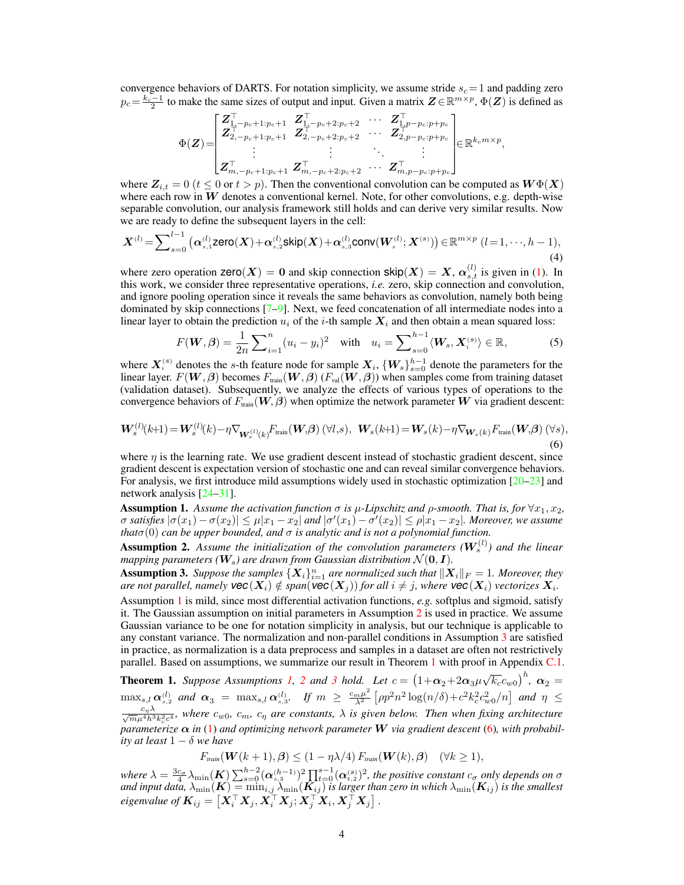convergence behaviors of DARTS. For notation simplicity, we assume stride $s_c = 1$ and padding zero $p_c = \frac{k_c - 1}{2}$ to make the same sizes of output and input. Given a matrix $\boldsymbol{Z} \in \mathbb{R}^{m \times p}$, $\Phi(\boldsymbol{Z})$ is defined as

$$\Phi(\boldsymbol{Z}) = \begin{bmatrix} \boldsymbol{Z}_{1,-p_c+1:p_c+1}^\top & \boldsymbol{Z}_{1,-p_c+2:p_c+2}^\top & \cdots & \boldsymbol{Z}_{1,p-p_c:p+p_c}^\top \\ \boldsymbol{Z}_{2,-p_c+1:p_c+1}^\top & \boldsymbol{Z}_{2,-p_c+2:p_c+2}^\top & \cdots & \boldsymbol{Z}_{2,p-p_c:p+p_c}^\top \\ \vdots & \vdots & \ddots & \vdots \\ \boldsymbol{Z}_{m,-p_c+1:p_c+1}^\top & \boldsymbol{Z}_{m,-p_c+2:p_c+2}^\top & \cdots & \boldsymbol{Z}_{m,p-p_c:p+p_c}^\top \end{bmatrix} \in \mathbb{R}^{k_c m \times p},$$

where $\boldsymbol{Z}_{i,t} = 0$ ($t \leq 0$ or $t > p$). Then the conventional convolution can be computed as $\boldsymbol{W}\Phi(\boldsymbol{X})$ where each row in $\boldsymbol{W}$ denotes a conventional kernel. Note, for other convolutions, e.g. depth-wise separable convolution, our analysis framework still holds and can derive very similar results. Now we are ready to define the subsequent layers in the cell:

$$\boldsymbol{X}^{(l)} = \sum_{s=0}^{l-1} \left( \boldsymbol{\alpha}_{s,1}^{(l)} \mathsf{zero}(\boldsymbol{X}) + \boldsymbol{\alpha}_{s,2}^{(l)} \mathsf{skip}(\boldsymbol{X}) + \boldsymbol{\alpha}_{s,3}^{(l)} \mathsf{conv}(\boldsymbol{W}_s^{(l)}; \boldsymbol{X}^{(s)}) \right) \in \mathbb{R}^{m \times p} \ (l = 1, \cdots, h-1), \tag{4}$$

where zero operation $\mathsf{zero}(\boldsymbol{X}) = \boldsymbol{0}$ and skip connection $\mathsf{skip}(\boldsymbol{X}) = \boldsymbol{X}$, $\boldsymbol{\alpha}_{s,t}^{(l)}$ is given in (1). In this work, we consider three representative operations, *i.e.* zero, skip connection and convolution, and ignore pooling operation since it reveals the same behaviors as convolution, namely both being dominated by skip connections [7–9]. Next, we feed concatenation of all intermediate nodes into a linear layer to obtain the prediction $u_i$ of the $i$-th sample $\boldsymbol{X}_i$ and then obtain a mean squared loss:

$$F(\boldsymbol{W}, \boldsymbol{\beta}) = \frac{1}{2n} \sum_{i=1}^{n} (u_i - y_i)^2 \quad \text{with} \quad u_i = \sum_{s=0}^{h-1} \langle \boldsymbol{W}_s, \boldsymbol{X}_i^{(s)} \rangle \in \mathbb{R}, \tag{5}$$

where $\boldsymbol{X}_i^{(s)}$ denotes the $s$-th feature node for sample $\boldsymbol{X}_i$, $\{\boldsymbol{W}_s\}_{s=0}^{h-1}$ denote the parameters for the linear layer. $F(\boldsymbol{W}, \boldsymbol{\beta})$ becomes $F_{\text{train}}(\boldsymbol{W}, \boldsymbol{\beta})$ ($F_{\text{val}}(\boldsymbol{W}, \boldsymbol{\beta})$) when samples come from training dataset (validation dataset). Subsequently, we analyze the effects of various types of operations to the convergence behaviors of $F_{\text{train}}(\boldsymbol{W}, \boldsymbol{\beta})$ when optimize the network parameter $\boldsymbol{W}$ via gradient descent:

$$\boldsymbol{W}_s^{(l)}(k{+}1) = \boldsymbol{W}_s^{(l)}(k) - \eta \nabla_{\boldsymbol{W}_s^{(l)}(k)} F_{\text{train}}(\boldsymbol{W}, \boldsymbol{\beta}) \ (\forall l, s), \ \ \boldsymbol{W}_s(k{+}1) = \boldsymbol{W}_s(k) - \eta \nabla_{\boldsymbol{W}_s(k)} F_{\text{train}}(\boldsymbol{W}, \boldsymbol{\beta}) \ (\forall s), \tag{6}$$

where $\eta$ is the learning rate. We use gradient descent instead of stochastic gradient descent, since gradient descent is expectation version of stochastic one and can reveal similar convergence behaviors. For analysis, we first introduce mild assumptions widely used in stochastic optimization [20–23] and network analysis [24–31].

**Assumption 1.** *Assume the activation function $\sigma$ is $\mu$-Lipschitz and $\rho$-smooth. That is, for $\forall x_1, x_2$, $\sigma$ satisfies $|\sigma(x_1) - \sigma(x_2)| \leq \mu |x_1 - x_2|$ and $|\sigma'(x_1) - \sigma'(x_2)| \leq \rho |x_1 - x_2|$. Moreover, we assume that $\sigma(0)$ can be upper bounded, and $\sigma$ is analytic and is not a polynomial function.*

**Assumption 2.** *Assume the initialization of the convolution parameters ($\boldsymbol{W}_s^{(l)}$) and the linear mapping parameters ($\boldsymbol{W}_s$) are drawn from Gaussian distribution $\mathcal{N}(\boldsymbol{0}, \boldsymbol{I})$.*

**Assumption 3.** *Suppose the samples $\{\boldsymbol{X}_i\}_{i=1}^n$ are normalized such that $\|\boldsymbol{X}_i\|_F = 1$. Moreover, they are not parallel, namely $\textbf{vec}(\boldsymbol{X}_i) \notin span(\textbf{vec}(\boldsymbol{X}_j))$ for all $i \neq j$, where $\textbf{vec}(\boldsymbol{X}_i)$ vectorizes $\boldsymbol{X}_i$.*

Assumption 1 is mild, since most differential activation functions, *e.g.* softplus and sigmoid, satisfy it. The Gaussian assumption on initial parameters in Assumption 2 is used in practice. We assume Gaussian variance to be one for notation simplicity in analysis, but our technique is applicable to any constant variance. The normalization and non-parallel conditions in Assumption 3 are satisfied in practice, as normalization is a data preprocess and samples in a dataset are often not restrictively parallel. Based on assumptions, we summarize our result in Theorem 1 with proof in Appendix C.1.

**Theorem 1.** *Suppose Assumptions 1, 2 and 3 hold. Let $c = \left(1 + \boldsymbol{\alpha}_2 + 2\boldsymbol{\alpha}_3 \mu \sqrt{k_c} c_{w0}\right)^h$, $\boldsymbol{\alpha}_2 = \max_{s,l} \boldsymbol{\alpha}_{s,2}^{(l)}$ and $\boldsymbol{\alpha}_3 = \max_{s,l} \boldsymbol{\alpha}_{s,3}^{(l)}$. If $m \geq \frac{c_m \mu^2}{\lambda^2} \left[\rho p^2 n^2 \log(n/\delta) + c^2 k_c^2 c_{w0}^2 / n\right]$ and $\eta \leq \frac{c_\eta \lambda}{\sqrt{m} \mu^4 h^3 k_c^2 c^4}$, where $c_{w0}$, $c_m$, $c_\eta$ are constants, $\lambda$ is given below. Then when fixing architecture parameterize $\boldsymbol{\alpha}$ in (1) and optimizing network parameter $\boldsymbol{W}$ via gradient descent (6), with probability at least $1 - \delta$ we have*

$$F_{\text{train}}(\boldsymbol{W}(k+1), \boldsymbol{\beta}) \leq (1 - \eta\lambda/4)\, F_{\text{train}}(\boldsymbol{W}(k), \boldsymbol{\beta}) \quad (\forall k \geq 1),$$

*where $\lambda = \frac{3c_\sigma}{4} \lambda_{\min}(\boldsymbol{K}) \sum_{s=0}^{h-2} (\boldsymbol{\alpha}_{s,3}^{(h-1)})^2 \prod_{t=0}^{s-1} (\boldsymbol{\alpha}_{t,2}^{(s)})^2$, the positive constant $c_\sigma$ only depends on $\sigma$ and input data, $\lambda_{\min}(\boldsymbol{K}) = \min_{i,j} \lambda_{\min}(\boldsymbol{K}_{ij})$ is larger than zero in which $\lambda_{\min}(\boldsymbol{K}_{ij})$ is the smallest eigenvalue of $\boldsymbol{K}_{ij} = \left[\boldsymbol{X}_i^\top \boldsymbol{X}_j, \boldsymbol{X}_i^\top \boldsymbol{X}_j; \boldsymbol{X}_j^\top \boldsymbol{X}_i, \boldsymbol{X}_j^\top \boldsymbol{X}_j\right]$.*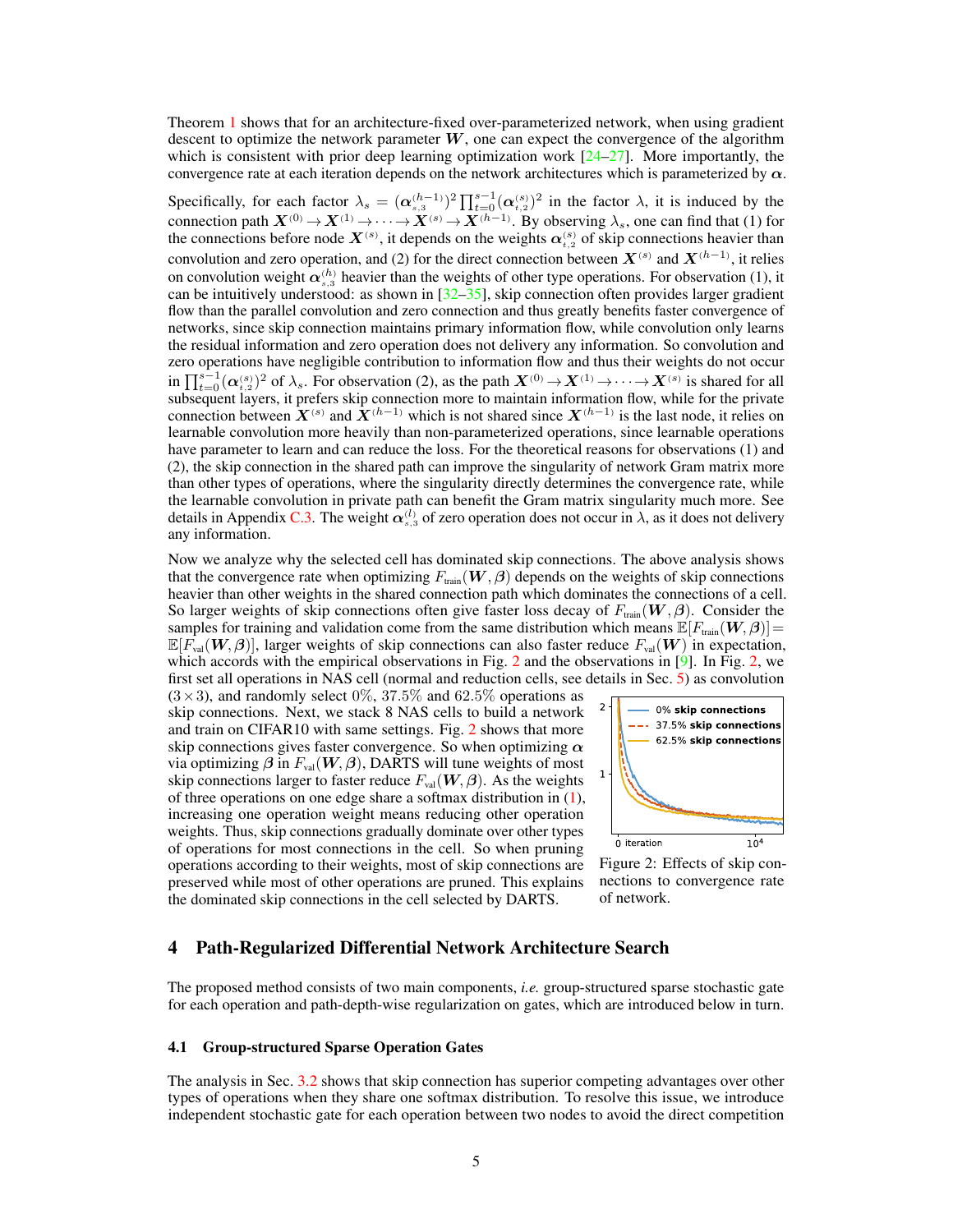Theorem 1 shows that for an architecture-fixed over-parameterized network, when using gradient descent to optimize the network parameter $\boldsymbol{W}$, one can expect the convergence of the algorithm which is consistent with prior deep learning optimization work [24–27]. More importantly, the convergence rate at each iteration depends on the network architectures which is parameterized by $\boldsymbol{\alpha}$.

Specifically, for each factor $\lambda_s = (\boldsymbol{\alpha}_{s,3}^{(h-1)})^2 \prod_{t=0}^{s-1} (\boldsymbol{\alpha}_{t,2}^{(s)})^2$ in the factor $\lambda$, it is induced by the connection path $\boldsymbol{X}^{(0)} \to \boldsymbol{X}^{(1)} \to \cdots \to \boldsymbol{X}^{(s)} \to \boldsymbol{X}^{(h-1)}$. By observing $\lambda_s$, one can find that (1) for the connections before node $\boldsymbol{X}^{(s)}$, it depends on the weights $\boldsymbol{\alpha}_{t,2}^{(s)}$ of skip connections heavier than convolution and zero operation, and (2) for the direct connection between $\boldsymbol{X}^{(s)}$ and $\boldsymbol{X}^{(h-1)}$, it relies on convolution weight $\boldsymbol{\alpha}_{s,3}^{(h)}$ heavier than the weights of other type operations. For observation (1), it can be intuitively understood: as shown in [32–35], skip connection often provides larger gradient flow than the parallel convolution and zero connection and thus greatly benefits faster convergence of networks, since skip connection maintains primary information flow, while convolution only learns the residual information and zero operation does not delivery any information. So convolution and zero operations have negligible contribution to information flow and thus their weights do not occur in $\prod_{t=0}^{s-1} (\boldsymbol{\alpha}_{t,2}^{(s)})^2$ of $\lambda_s$. For observation (2), as the path $\boldsymbol{X}^{(0)} \to \boldsymbol{X}^{(1)} \to \cdots \to \boldsymbol{X}^{(s)}$ is shared for all subsequent layers, it prefers skip connection more to maintain information flow, while for the private connection between $\boldsymbol{X}^{(s)}$ and $\boldsymbol{X}^{(h-1)}$ which is not shared since $\boldsymbol{X}^{(h-1)}$ is the last node, it relies on learnable convolution more heavily than non-parameterized operations, since learnable operations have parameter to learn and can reduce the loss. For the theoretical reasons for observations (1) and (2), the skip connection in the shared path can improve the singularity of network Gram matrix more than other types of operations, where the singularity directly determines the convergence rate, while the learnable convolution in private path can benefit the Gram matrix singularity much more. See details in Appendix C.3. The weight $\boldsymbol{\alpha}_{s,3}^{(l)}$ of zero operation does not occur in $\lambda$, as it does not delivery any information.

Now we analyze why the selected cell has dominated skip connections. The above analysis shows that the convergence rate when optimizing $F_{\text{train}}(\boldsymbol{W}, \boldsymbol{\beta})$ depends on the weights of skip connections heavier than other weights in the shared connection path which dominates the connections of a cell. So larger weights of skip connections often give faster loss decay of $F_{\text{train}}(\boldsymbol{W}, \boldsymbol{\beta})$. Consider the samples for training and validation come from the same distribution which means $\mathbb{E}[F_{\text{train}}(\boldsymbol{W}, \boldsymbol{\beta})] = \mathbb{E}[F_{\text{val}}(\boldsymbol{W}, \boldsymbol{\beta})]$, larger weights of skip connections can also faster reduce $F_{\text{val}}(\boldsymbol{W})$ in expectation, which accords with the empirical observations in Fig. 2 and the observations in [9]. In Fig. 2, we first set all operations in NAS cell (normal and reduction cells, see details in Sec. 5) as convolution $(3 \times 3)$, and randomly select $0\%$, $37.5\%$ and $62.5\%$ operations as skip connections. Next, we stack 8 NAS cells to build a network and train on CIFAR10 with same settings. Fig. 2 shows that more skip connections gives faster convergence. So when optimizing $\boldsymbol{\alpha}$ via optimizing $\boldsymbol{\beta}$ in $F_{\text{val}}(\boldsymbol{W}, \boldsymbol{\beta})$, DARTS will tune weights of most skip connections larger to faster reduce $F_{\text{val}}(\boldsymbol{W}, \boldsymbol{\beta})$. As the weights of three operations on one edge share a softmax distribution in (1), increasing one operation weight means reducing other operation weights. Thus, skip connections gradually dominate over other types of operations for most connections in the cell. So when pruning operations according to their weights, most of skip connections are preserved while most of other operations are pruned. This explains the dominated skip connections in the cell selected by DARTS.

Figure 2: Effects of skip connections to convergence rate of network.

## 4 Path-Regularized Differential Network Architecture Search

The proposed method consists of two main components, *i.e.* group-structured sparse stochastic gate for each operation and path-depth-wise regularization on gates, which are introduced below in turn.

### 4.1 Group-structured Sparse Operation Gates

The analysis in Sec. 3.2 shows that skip connection has superior competing advantages over other types of operations when they share one softmax distribution. To resolve this issue, we introduce independent stochastic gate for each operation between two nodes to avoid the direct competition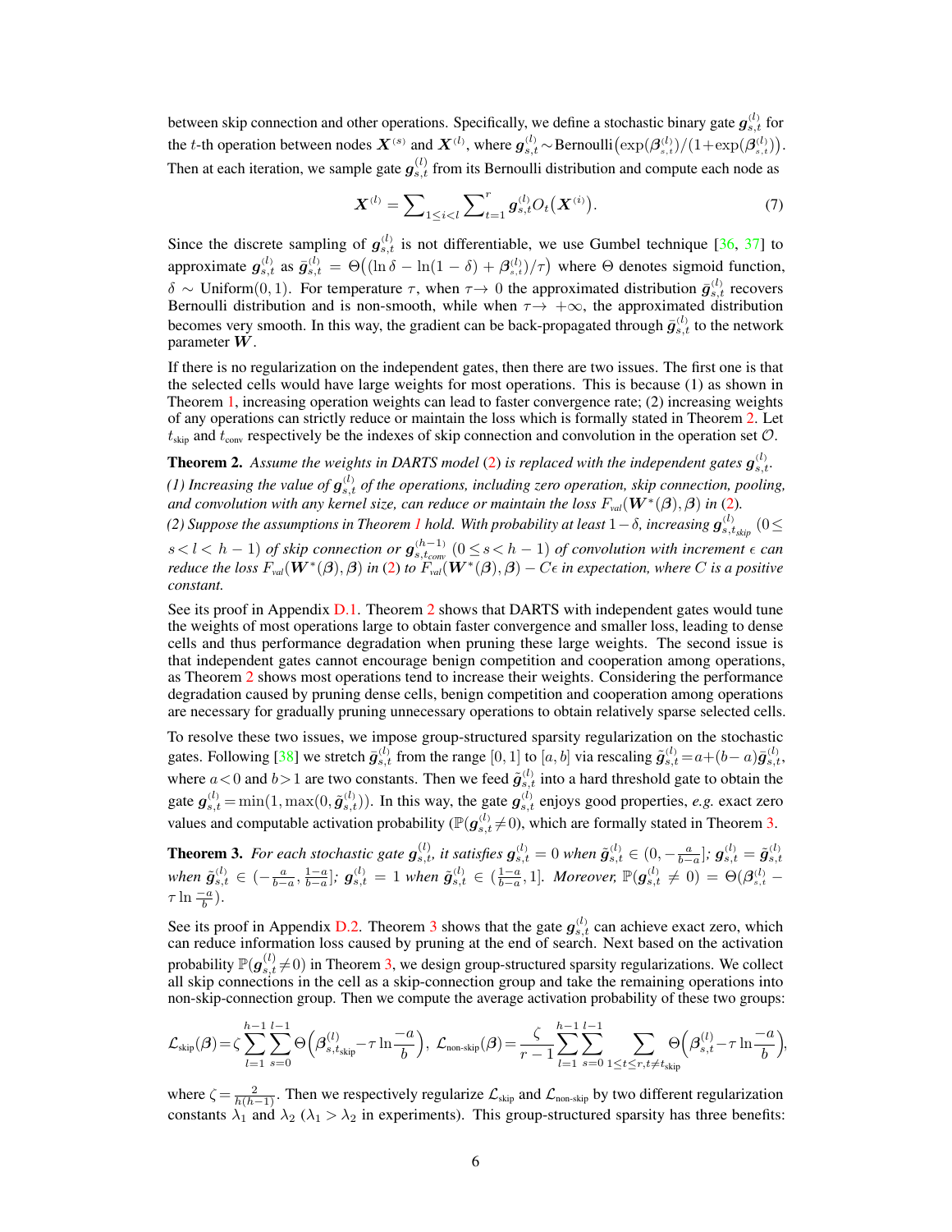between skip connection and other operations. Specifically, we define a stochastic binary gate $\boldsymbol{g}_{s,t}^{(l)}$ for the $t$-th operation between nodes $\boldsymbol{X}^{(s)}$ and $\boldsymbol{X}^{(l)}$, where $\boldsymbol{g}_{s,t}^{(l)} \sim \text{Bernoulli}\big(\exp(\boldsymbol{\beta}_{s,t}^{(l)})/(1+\exp(\boldsymbol{\beta}_{s,t}^{(l)})\big)$. Then at each iteration, we sample gate $\boldsymbol{g}_{s,t}^{(l)}$ from its Bernoulli distribution and compute each node as

$$\boldsymbol{X}^{(l)} = \sum\nolimits_{1 \leq i < l} \sum\nolimits_{t=1}^{r} \boldsymbol{g}_{s,t}^{(l)} O_t\big(\boldsymbol{X}^{(i)}\big). \tag{7}$$

Since the discrete sampling of $\boldsymbol{g}_{s,t}^{(l)}$ is not differentiable, we use Gumbel technique [36, 37] to approximate $\boldsymbol{g}_{s,t}^{(l)}$ as $\bar{\boldsymbol{g}}_{s,t}^{(l)} = \Theta\big((\ln\delta - \ln(1-\delta) + \boldsymbol{\beta}_{s,t}^{(l)})/\tau\big)$ where $\Theta$ denotes sigmoid function, $\delta \sim \text{Uniform}(0,1)$. For temperature $\tau$, when $\tau \to 0$ the approximated distribution $\bar{\boldsymbol{g}}_{s,t}^{(l)}$ recovers Bernoulli distribution and is non-smooth, while when $\tau \to +\infty$, the approximated distribution becomes very smooth. In this way, the gradient can be back-propagated through $\bar{\boldsymbol{g}}_{s,t}^{(l)}$ to the network parameter $\boldsymbol{W}$.

If there is no regularization on the independent gates, then there are two issues. The first one is that the selected cells would have large weights for most operations. This is because (1) as shown in Theorem 1, increasing operation weights can lead to faster convergence rate; (2) increasing weights of any operations can strictly reduce or maintain the loss which is formally stated in Theorem 2. Let $t_{\text{skip}}$ and $t_{\text{conv}}$ respectively be the indexes of skip connection and convolution in the operation set $\mathcal{O}$.

**Theorem 2.** *Assume the weights in DARTS model (2) is replaced with the independent gates $\boldsymbol{g}_{s,t}^{(l)}$.*
*(1) Increasing the value of $\boldsymbol{g}_{s,t}^{(l)}$ of the operations, including zero operation, skip connection, pooling, and convolution with any kernel size, can reduce or maintain the loss $F_{val}(\boldsymbol{W}^*(\boldsymbol{\beta}), \boldsymbol{\beta})$ in (2).*
*(2) Suppose the assumptions in Theorem 1 hold. With probability at least $1-\delta$, increasing $\boldsymbol{g}_{s,t_{skip}}^{(l)}$ $(0 \leq s < l < h-1)$ of skip connection or $\boldsymbol{g}_{s,t_{conv}}^{(h-1)}$ $(0 \leq s < h-1)$ of convolution with increment $\epsilon$ can reduce the loss $F_{val}(\boldsymbol{W}^*(\boldsymbol{\beta}), \boldsymbol{\beta})$ in (2) to $F_{val}(\boldsymbol{W}^*(\boldsymbol{\beta}), \boldsymbol{\beta}) - C\epsilon$ in expectation, where $C$ is a positive constant.*

See its proof in Appendix D.1. Theorem 2 shows that DARTS with independent gates would tune the weights of most operations large to obtain faster convergence and smaller loss, leading to dense cells and thus performance degradation when pruning these large weights. The second issue is that independent gates cannot encourage benign competition and cooperation among operations, as Theorem 2 shows most operations tend to increase their weights. Considering the performance degradation caused by pruning dense cells, benign competition and cooperation among operations are necessary for gradually pruning unnecessary operations to obtain relatively sparse selected cells.

To resolve these two issues, we impose group-structured sparsity regularization on the stochastic gates. Following [38] we stretch $\bar{\boldsymbol{g}}_{s,t}^{(l)}$ from the range $[0,1]$ to $[a,b]$ via rescaling $\tilde{\boldsymbol{g}}_{s,t}^{(l)} = a + (b-a)\bar{\boldsymbol{g}}_{s,t}^{(l)}$, where $a < 0$ and $b > 1$ are two constants. Then we feed $\tilde{\boldsymbol{g}}_{s,t}^{(l)}$ into a hard threshold gate to obtain the gate $\boldsymbol{g}_{s,t}^{(l)} = \min(1, \max(0, \tilde{\boldsymbol{g}}_{s,t}^{(l)}))$. In this way, the gate $\boldsymbol{g}_{s,t}^{(l)}$ enjoys good properties, *e.g.* exact zero values and computable activation probability ($\mathbb{P}(\boldsymbol{g}_{s,t}^{(l)} \neq 0)$, which are formally stated in Theorem 3.

**Theorem 3.** *For each stochastic gate $\boldsymbol{g}_{s,t}^{(l)}$, it satisfies $\boldsymbol{g}_{s,t}^{(l)} = 0$ when $\tilde{\boldsymbol{g}}_{s,t}^{(l)} \in (0, -\frac{a}{b-a}]$; $\boldsymbol{g}_{s,t}^{(l)} = \tilde{\boldsymbol{g}}_{s,t}^{(l)}$ when $\tilde{\boldsymbol{g}}_{s,t}^{(l)} \in (-\frac{a}{b-a}, \frac{1-a}{b-a}]$; $\boldsymbol{g}_{s,t}^{(l)} = 1$ when $\tilde{\boldsymbol{g}}_{s,t}^{(l)} \in (\frac{1-a}{b-a}, 1]$. Moreover, $\mathbb{P}(\boldsymbol{g}_{s,t}^{(l)} \neq 0) = \Theta(\boldsymbol{\beta}_{s,t}^{(l)} - \tau \ln \frac{-a}{b})$.*

See its proof in Appendix D.2. Theorem 3 shows that the gate $\boldsymbol{g}_{s,t}^{(l)}$ can achieve exact zero, which can reduce information loss caused by pruning at the end of search. Next based on the activation probability $\mathbb{P}(\boldsymbol{g}_{s,t}^{(l)} \neq 0)$ in Theorem 3, we design group-structured sparsity regularizations. We collect all skip connections in the cell as a skip-connection group and take the remaining operations into non-skip-connection group. Then we compute the average activation probability of these two groups:

$$\mathcal{L}_{\text{skip}}(\boldsymbol{\beta}) = \zeta \sum_{l=1}^{h-1} \sum_{s=0}^{l-1} \Theta\Big(\boldsymbol{\beta}_{s,t_{\text{skip}}}^{(l)} - \tau \ln \frac{-a}{b}\Big),\ \mathcal{L}_{\text{non-skip}}(\boldsymbol{\beta}) = \frac{\zeta}{r-1} \sum_{l=1}^{h-1} \sum_{s=0}^{l-1} \sum_{1 \leq t \leq r, t \neq t_{\text{skip}}} \Theta\Big(\boldsymbol{\beta}_{s,t}^{(l)} - \tau \ln \frac{-a}{b}\Big),$$

where $\zeta = \frac{2}{h(h-1)}$. Then we respectively regularize $\mathcal{L}_{\text{skip}}$ and $\mathcal{L}_{\text{non-skip}}$ by two different regularization constants $\lambda_1$ and $\lambda_2$ ($\lambda_1 > \lambda_2$ in experiments). This group-structured sparsity has three benefits: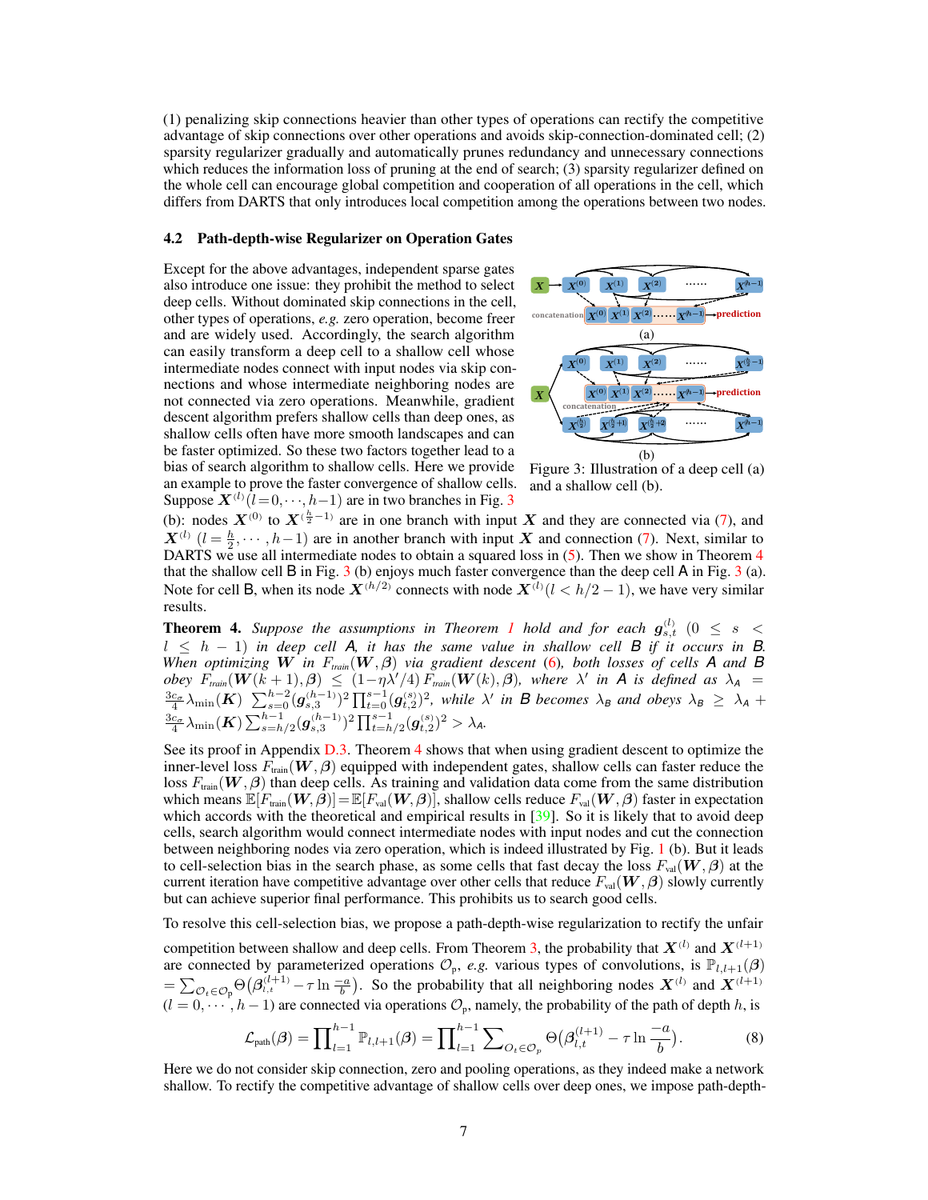(1) penalizing skip connections heavier than other types of operations can rectify the competitive advantage of skip connections over other operations and avoids skip-connection-dominated cell; (2) sparsity regularizer gradually and automatically prunes redundancy and unnecessary connections which reduces the information loss of pruning at the end of search; (3) sparsity regularizer defined on the whole cell can encourage global competition and cooperation of all operations in the cell, which differs from DARTS that only introduces local competition among the operations between two nodes.

### 4.2 Path-depth-wise Regularizer on Operation Gates

Except for the above advantages, independent sparse gates also introduce one issue: they prohibit the method to select deep cells. Without dominated skip connections in the cell, other types of operations, *e.g.* zero operation, become free and are widely used. Accordingly, the search algorithm can easily transform a deep cell to a shallow cell whose intermediate nodes connect with input nodes via skip connections and whose intermediate neighboring nodes are not connected via zero operations. Meanwhile, gradient descent algorithm prefers shallow cells than deep ones, as shallow cells often have more smooth landscapes and can be faster optimized. So these two factors together lead to a bias of search algorithm to shallow cells. Here we provide an example to prove the faster convergence of shallow cells. Suppose $\boldsymbol{X}^{(l)}(l=0,\cdots,h-1)$ are in two branches in Fig. 3 (b): nodes $\boldsymbol{X}^{(0)}$ to $\boldsymbol{X}^{(\frac{h}{2}-1)}$ are in one branch with input $\boldsymbol{X}$ and they are connected via (7), and $\boldsymbol{X}^{(l)}$ $(l=\frac{h}{2},\cdots,h-1)$ are in another branch with input $\boldsymbol{X}$ and connection (7). Next, similar to DARTS we use all intermediate nodes to obtain a squared loss in (5). Then we show in Theorem 4 that the shallow cell B in Fig. 3 (b) enjoys much faster convergence than the deep cell A in Fig. 3 (a). Note for cell B, when its node $\boldsymbol{X}^{(h/2)}$ connects with node $\boldsymbol{X}^{(l)}(l<h/2-1)$, we have very similar results.

Figure 3: Illustration of a deep cell (a) and a shallow cell (b).

**Theorem 4.** *Suppose the assumptions in Theorem 1 hold and for each $\boldsymbol{g}_{s,t}^{(l)}$ $(0 \leq s < l \leq h-1)$ in deep cell A, it has the same value in shallow cell B if it occurs in B. When optimizing $\boldsymbol{W}$ in $F_{train}(\boldsymbol{W},\boldsymbol{\beta})$ via gradient descent (6), both losses of cells A and B obey $F_{train}(\boldsymbol{W}(k+1),\boldsymbol{\beta}) \leq (1-\eta\lambda'/4)\, F_{train}(\boldsymbol{W}(k),\boldsymbol{\beta})$, where $\lambda'$ in A is defined as $\lambda_A = \frac{3c_\sigma}{4}\lambda_{\min}(\boldsymbol{K}) \sum_{s=0}^{h-2}(\boldsymbol{g}_{s,3}^{(h-1)})^2 \prod_{t=0}^{s-1}(\boldsymbol{g}_{t,2}^{(s)})^2$, while $\lambda'$ in B becomes $\lambda_B$ and obeys $\lambda_B \geq \lambda_A + \frac{3c_\sigma}{4}\lambda_{\min}(\boldsymbol{K})\sum_{s=h/2}^{h-1}(\boldsymbol{g}_{s,3}^{(h-1)})^2 \prod_{t=h/2}^{s-1}(\boldsymbol{g}_{t,2}^{(s)})^2 > \lambda_A$.*

See its proof in Appendix D.3. Theorem 4 shows that when using gradient descent to optimize the inner-level loss $F_{\text{train}}(\boldsymbol{W},\boldsymbol{\beta})$ equipped with independent gates, shallow cells can faster reduce the loss $F_{\text{train}}(\boldsymbol{W},\boldsymbol{\beta})$ than deep cells. As training and validation data come from the same distribution which means $\mathbb{E}[F_{\text{train}}(\boldsymbol{W},\boldsymbol{\beta})] = \mathbb{E}[F_{\text{val}}(\boldsymbol{W},\boldsymbol{\beta})]$, shallow cells reduce $F_{\text{val}}(\boldsymbol{W},\boldsymbol{\beta})$ faster in expectation which accords with the theoretical and empirical results in [39]. So it is likely that to avoid deep cells, search algorithm would connect intermediate nodes with input nodes and cut the connection between neighboring nodes via zero operation, which is indeed illustrated by Fig. 1 (b). But it leads to cell-selection bias in the search phase, as some cells that fast decay the loss $F_{\text{val}}(\boldsymbol{W},\boldsymbol{\beta})$ at the current iteration have competitive advantage over other cells that reduce $F_{\text{val}}(\boldsymbol{W},\boldsymbol{\beta})$ slowly currently but can achieve superior final performance. This prohibits us to search good cells.

To resolve this cell-selection bias, we propose a path-depth-wise regularization to rectify the unfair competition between shallow and deep cells. From Theorem 3, the probability that $\boldsymbol{X}^{(l)}$ and $\boldsymbol{X}^{(l+1)}$ are connected by parameterized operations $\mathcal{O}_{\text{p}}$, *e.g.* various types of convolutions, is $\mathbb{P}_{l,l+1}(\boldsymbol{\beta}) = \sum_{O_t\in\mathcal{O}_{\text{p}}}\Theta\big(\boldsymbol{\beta}_{l,t}^{(l+1)} - \tau\ln\frac{-a}{b}\big)$. So the probability that all neighboring nodes $\boldsymbol{X}^{(l)}$ and $\boldsymbol{X}^{(l+1)}$ $(l=0,\cdots,h-1)$ are connected via operations $\mathcal{O}_{\text{p}}$, namely, the probability of the path of depth $h$, is

$$\mathcal{L}_{\text{path}}(\boldsymbol{\beta}) = \prod\nolimits_{l=1}^{h-1}\mathbb{P}_{l,l+1}(\boldsymbol{\beta}) = \prod\nolimits_{l=1}^{h-1}\sum\nolimits_{O_t\in\mathcal{O}_{\text{p}}}\Theta\big(\boldsymbol{\beta}_{l,t}^{(l+1)} - \tau\ln\frac{-a}{b}\big). \tag{8}$$

Here we do not consider skip connection, zero and pooling operations, as they indeed make a network shallow. To rectify the competitive advantage of shallow cells over deep ones, we impose path-depth-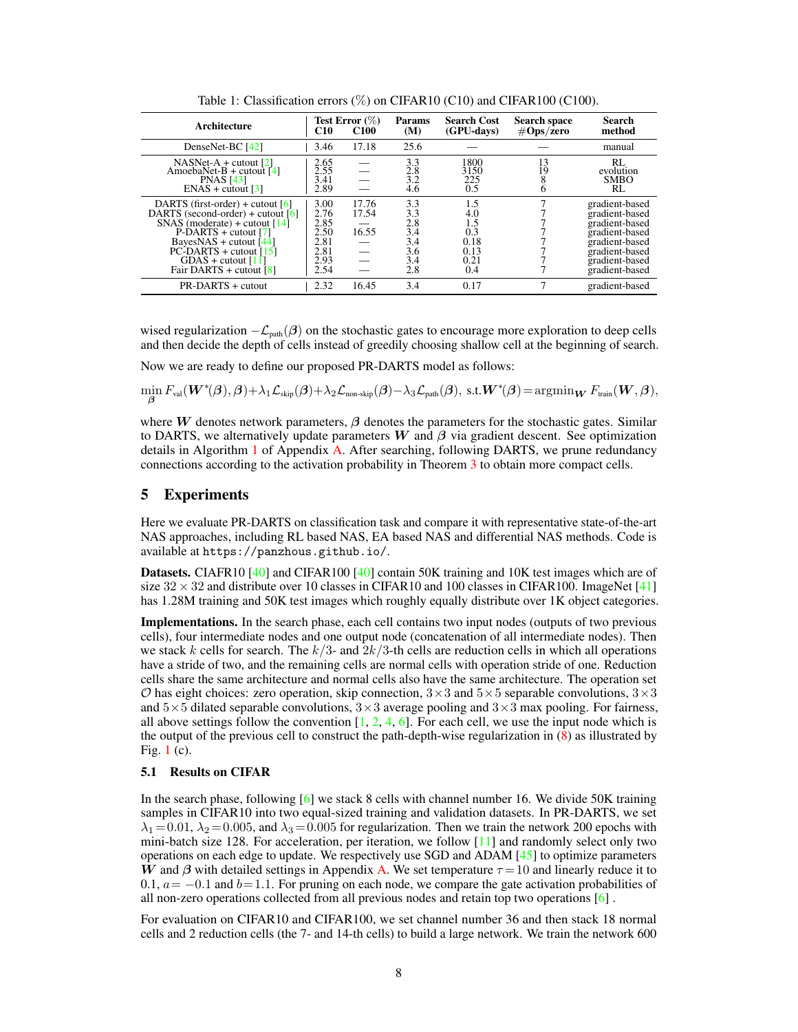Table 1: Classification errors (%) on CIFAR10 (C10) and CIFAR100 (C100).

| Architecture | Test Error (%) C10 | Test Error (%) C100 | Params (M) | Search Cost (GPU-days) | Search space #Ops/zero | Search method |
|---|---|---|---|---|---|---|
| DenseNet-BC [42] | 3.46 | 17.18 | 25.6 | — | — | manual |
| NASNet-A + cutout [2] | 2.65 | — | 3.3 | 1800 | 13 | RL |
| AmoebaNet-B + cutout [4] | 2.55 | — | 2.8 | 3150 | 19 | evolution |
| PNAS [43] | 3.41 | — | 3.2 | 225 | 8 | SMBO |
| ENAS + cutout [3] | 2.89 | — | 4.6 | 0.5 | 6 | RL |
| DARTS (first-order) + cutout [6] | 3.00 | 17.76 | 3.3 | 1.5 | 7 | gradient-based |
| DARTS (second-order) + cutout [6] | 2.76 | 17.54 | 3.3 | 4.0 | 7 | gradient-based |
| SNAS (moderate) + cutout [14] | 2.85 | — | 2.8 | 1.5 | 7 | gradient-based |
| P-DARTS + cutout [7] | 2.50 | 16.55 | 3.4 | 0.3 | 7 | gradient-based |
| BayesNAS + cutout [44] | 2.81 | — | 3.4 | 0.18 | 7 | gradient-based |
| PC-DARTS + cutout [15] | 2.81 | — | 3.6 | 0.13 | 7 | gradient-based |
| GDAS + cutout [11] | 2.93 | — | 3.4 | 0.21 | 7 | gradient-based |
| Fair DARTS + cutout [8] | 2.54 | — | 2.8 | 0.4 | 7 | gradient-based |
| PR-DARTS + cutout | 2.32 | 16.45 | 3.4 | 0.17 | 7 | gradient-based |

wised regularization $-\mathcal{L}_{\text{path}}(\boldsymbol{\beta})$ on the stochastic gates to encourage more exploration to deep cells and then decide the depth of cells instead of greedily choosing shallow cell at the beginning of search.

Now we are ready to define our proposed PR-DARTS model as follows:

$$\min_{\boldsymbol{\beta}} F_{\text{val}}(\boldsymbol{W}^*(\boldsymbol{\beta}),\boldsymbol{\beta})+\lambda_1\mathcal{L}_{\text{skip}}(\boldsymbol{\beta})+\lambda_2\mathcal{L}_{\text{non-skip}}(\boldsymbol{\beta})-\lambda_3\mathcal{L}_{\text{path}}(\boldsymbol{\beta}),\ \text{s.t.}\boldsymbol{W}^*(\boldsymbol{\beta})=\text{argmin}_{\boldsymbol{W}}\ F_{\text{train}}(\boldsymbol{W},\boldsymbol{\beta}),$$

where $\boldsymbol{W}$ denotes network parameters, $\boldsymbol{\beta}$ denotes the parameters for the stochastic gates. Similar to DARTS, we alternatively update parameters $\boldsymbol{W}$ and $\boldsymbol{\beta}$ via gradient descent. See optimization details in Algorithm 1 of Appendix A. After searching, following DARTS, we prune redundancy connections according to the activation probability in Theorem 3 to obtain more compact cells.

## 5 Experiments

Here we evaluate PR-DARTS on classification task and compare it with representative state-of-the-art NAS approaches, including RL based NAS, EA based NAS and differential NAS methods. Code is available at `https://panzhous.github.io/`.

**Datasets.** CIAFR10 [40] and CIFAR100 [40] contain 50K training and 10K test images which are of size $32\times32$ and distribute over 10 classes in CIFAR10 and 100 classes in CIFAR100. ImageNet [41] has 1.28M training and 50K test images which roughly equally distribute over 1K object categories.

**Implementations.** In the search phase, each cell contains two input nodes (outputs of two previous cells), four intermediate nodes and one output node (concatenation of all intermediate nodes). Then we stack $k$ cells for search. The $k/3$- and $2k/3$-th cells are reduction cells in which all operations have a stride of two, and the remaining cells are normal cells with operation stride of one. Reduction cells share the same architecture and normal cells also have the same architecture. The operation set $\mathcal{O}$ has eight choices: zero operation, skip connection, $3\times3$ and $5\times5$ separable convolutions, $3\times3$ and $5\times5$ dilated separable convolutions, $3\times3$ average pooling and $3\times3$ max pooling. For fairness, all above settings follow the convention [1, 2, 4, 6]. For each cell, we use the input node which is the output of the previous cell to construct the path-depth-wise regularization in (8) as illustrated by Fig. 1 (c).

### 5.1 Results on CIFAR

In the search phase, following [6] we stack 8 cells with channel number 16. We divide 50K training samples in CIFAR10 into two equal-sized training and validation datasets. In PR-DARTS, we set $\lambda_1=0.01$, $\lambda_2=0.005$, and $\lambda_3=0.005$ for regularization. Then we train the network 200 epochs with mini-batch size 128. For acceleration, per iteration, we follow [11] and randomly select only two operations on each edge to update. We respectively use SGD and ADAM [45] to optimize parameters $\boldsymbol{W}$ and $\boldsymbol{\beta}$ with detailed settings in Appendix A. We set temperature $\tau=10$ and linearly reduce it to 0.1, $a=-0.1$ and $b=1.1$. For pruning on each node, we compare the gate activation probabilities of all non-zero operations collected from all previous nodes and retain top two operations [6] .

For evaluation on CIFAR10 and CIFAR100, we set channel number 36 and then stack 18 normal cells and 2 reduction cells (the 7- and 14-th cells) to build a large network. We train the network 600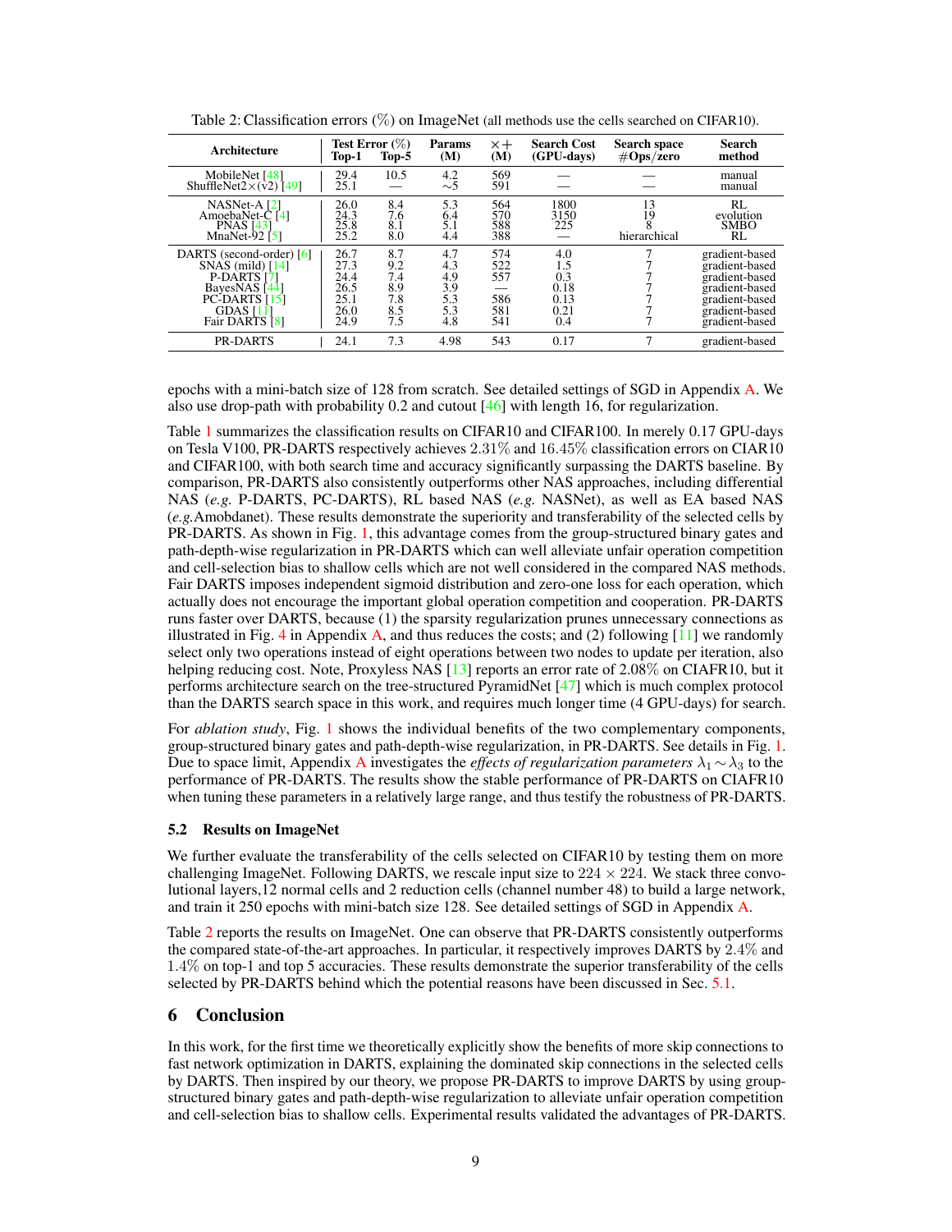Table 2: Classification errors (%) on ImageNet (all methods use the cells searched on CIFAR10).

| Architecture | Test Error (%) Top-1 | Top-5 | Params (M) | $\times+$ (M) | Search Cost (GPU-days) | Search space #Ops/zero | Search method |
|---|---|---|---|---|---|---|---|
| MobileNet [48] | 29.4 | 10.5 | 4.2 | 569 | — | — | manual |
| ShuffleNet2×(v2) [49] | 25.1 | — | ∼5 | 591 | — | — | manual |
| NASNet-A [2] | 26.0 | 8.4 | 5.3 | 564 | 1800 | 13 | RL |
| AmoebaNet-C [4] | 24.3 | 7.6 | 6.4 | 570 | 3150 | 19 | evolution |
| PNAS [43] | 25.8 | 8.1 | 5.1 | 588 | 225 | 8 | SMBO |
| MnaNet-92 [5] | 25.2 | 8.0 | 4.4 | 388 | — | hierarchical | RL |
| DARTS (second-order) [6] | 26.7 | 8.7 | 4.7 | 574 | 4.0 | 7 | gradient-based |
| SNAS (mild) [14] | 27.3 | 9.2 | 4.3 | 522 | 1.5 | 7 | gradient-based |
| P-DARTS [7] | 24.4 | 7.4 | 4.9 | 557 | 0.3 | 7 | gradient-based |
| BayesNAS [44] | 26.5 | 8.9 | 3.9 | — | 0.18 | 7 | gradient-based |
| PC-DARTS [15] | 25.1 | 7.8 | 5.3 | 586 | 0.13 | 7 | gradient-based |
| GDAS [11] | 26.0 | 8.5 | 5.3 | 581 | 0.21 | 7 | gradient-based |
| Fair DARTS [8] | 24.9 | 7.5 | 4.8 | 541 | 0.4 | 7 | gradient-based |
| PR-DARTS | 24.1 | 7.3 | 4.98 | 543 | 0.17 | 7 | gradient-based |

epochs with a mini-batch size of 128 from scratch. See detailed settings of SGD in Appendix A. We also use drop-path with probability 0.2 and cutout [46] with length 16, for regularization.

Table 1 summarizes the classification results on CIFAR10 and CIFAR100. In merely 0.17 GPU-days on Tesla V100, PR-DARTS respectively achieves 2.31% and 16.45% classification errors on CIAR10 and CIFAR100, with both search time and accuracy significantly surpassing the DARTS baseline. By comparison, PR-DARTS also consistently outperforms other NAS approaches, including differential NAS (*e.g.* P-DARTS, PC-DARTS), RL based NAS (*e.g.* NASNet), as well as EA based NAS (*e.g.*Amobdanet). These results demonstrate the superiority and transferability of the selected cells by PR-DARTS. As shown in Fig. 1, this advantage comes from the group-structured binary gates and path-depth-wise regularization in PR-DARTS which can well alleviate unfair operation competition and cell-selection bias to shallow cells which are not well considered in the compared NAS methods. Fair DARTS imposes independent sigmoid distribution and zero-one loss for each operation, which actually does not encourage the important global operation competition and cooperation. PR-DARTS runs faster over DARTS, because (1) the sparsity regularization prunes unnecessary connections as illustrated in Fig. 4 in Appendix A, and thus reduces the costs; and (2) following [11] we randomly select only two operations instead of eight operations between two nodes to update per iteration, also helping reducing cost. Note, Proxyless NAS [13] reports an error rate of 2.08% on CIAFR10, but it performs architecture search on the tree-structured PyramidNet [47] which is much complex protocol than the DARTS search space in this work, and requires much longer time (4 GPU-days) for search.

For *ablation study*, Fig. 1 shows the individual benefits of the two complementary components, group-structured binary gates and path-depth-wise regularization, in PR-DARTS. See details in Fig. 1. Due to space limit, Appendix A investigates the *effects of regularization parameters* $\lambda_1 \sim \lambda_3$ to the performance of PR-DARTS. The results show the stable performance of PR-DARTS on CIAFR10 when tuning these parameters in a relatively large range, and thus testify the robustness of PR-DARTS.

### 5.2 Results on ImageNet

We further evaluate the transferability of the cells selected on CIFAR10 by testing them on more challenging ImageNet. Following DARTS, we rescale input size to $224 \times 224$. We stack three convolutional layers,12 normal cells and 2 reduction cells (channel number 48) to build a large network, and train it 250 epochs with mini-batch size 128. See detailed settings of SGD in Appendix A.

Table 2 reports the results on ImageNet. One can observe that PR-DARTS consistently outperforms the compared state-of-the-art approaches. In particular, it respectively improves DARTS by 2.4% and 1.4% on top-1 and top 5 accuracies. These results demonstrate the superior transferability of the cells selected by PR-DARTS behind which the potential reasons have been discussed in Sec. 5.1.

## 6 Conclusion

In this work, for the first time we theoretically explicitly show the benefits of more skip connections to fast network optimization in DARTS, explaining the dominated skip connections in the selected cells by DARTS. Then inspired by our theory, we propose PR-DARTS to improve DARTS by using group-structured binary gates and path-depth-wise regularization to alleviate unfair operation competition and cell-selection bias to shallow cells. Experimental results validated the advantages of PR-DARTS.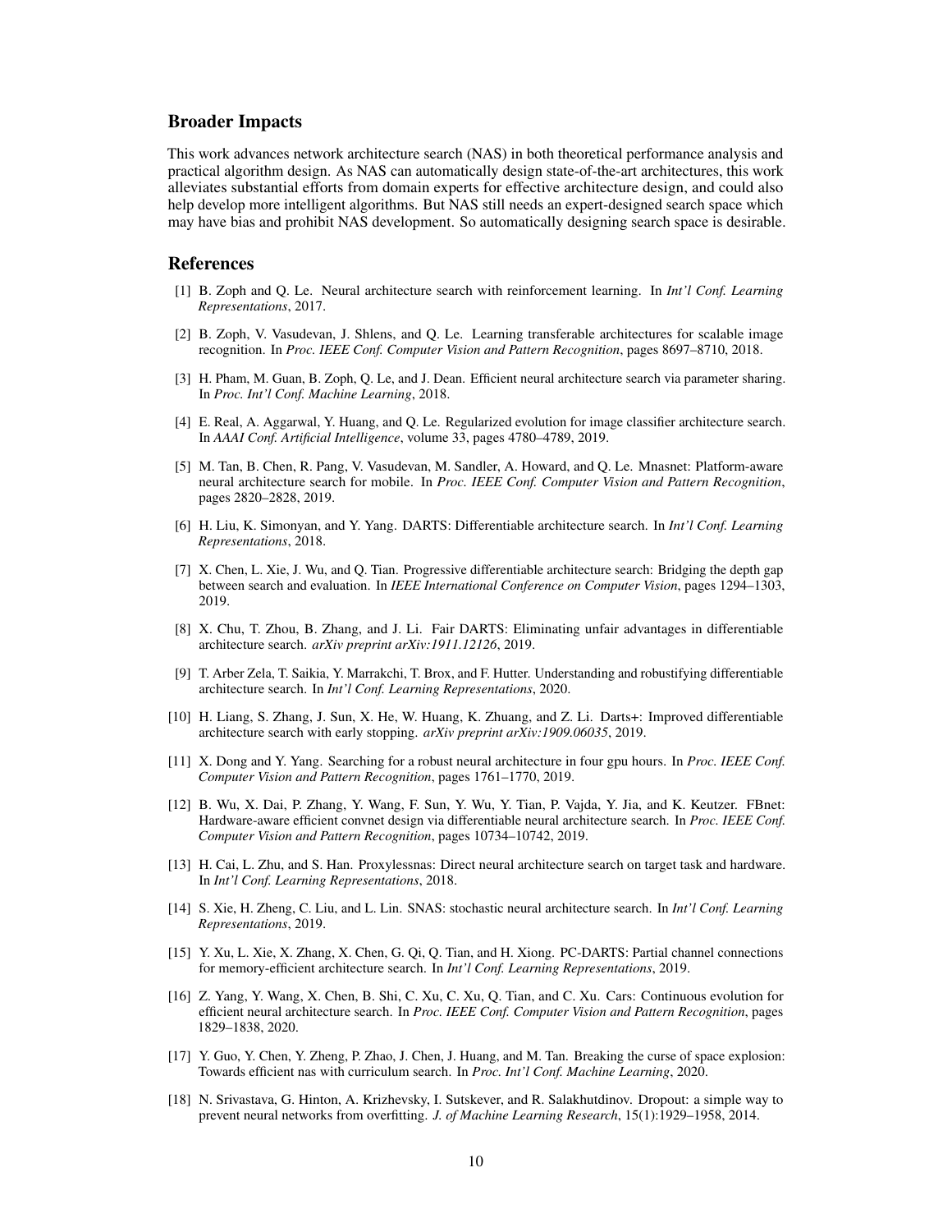## Broader Impacts

This work advances network architecture search (NAS) in both theoretical performance analysis and practical algorithm design. As NAS can automatically design state-of-the-art architectures, this work alleviates substantial efforts from domain experts for effective architecture design, and could also help develop more intelligent algorithms. But NAS still needs an expert-designed search space which may have bias and prohibit NAS development. So automatically designing search space is desirable.

## References

[1] B. Zoph and Q. Le. Neural architecture search with reinforcement learning. In *Int'l Conf. Learning Representations*, 2017.

[2] B. Zoph, V. Vasudevan, J. Shlens, and Q. Le. Learning transferable architectures for scalable image recognition. In *Proc. IEEE Conf. Computer Vision and Pattern Recognition*, pages 8697–8710, 2018.

[3] H. Pham, M. Guan, B. Zoph, Q. Le, and J. Dean. Efficient neural architecture search via parameter sharing. In *Proc. Int'l Conf. Machine Learning*, 2018.

[4] E. Real, A. Aggarwal, Y. Huang, and Q. Le. Regularized evolution for image classifier architecture search. In *AAAI Conf. Artificial Intelligence*, volume 33, pages 4780–4789, 2019.

[5] M. Tan, B. Chen, R. Pang, V. Vasudevan, M. Sandler, A. Howard, and Q. Le. Mnasnet: Platform-aware neural architecture search for mobile. In *Proc. IEEE Conf. Computer Vision and Pattern Recognition*, pages 2820–2828, 2019.

[6] H. Liu, K. Simonyan, and Y. Yang. DARTS: Differentiable architecture search. In *Int'l Conf. Learning Representations*, 2018.

[7] X. Chen, L. Xie, J. Wu, and Q. Tian. Progressive differentiable architecture search: Bridging the depth gap between search and evaluation. In *IEEE International Conference on Computer Vision*, pages 1294–1303, 2019.

[8] X. Chu, T. Zhou, B. Zhang, and J. Li. Fair DARTS: Eliminating unfair advantages in differentiable architecture search. *arXiv preprint arXiv:1911.12126*, 2019.

[9] T. Arber Zela, T. Saikia, Y. Marrakchi, T. Brox, and F. Hutter. Understanding and robustifying differentiable architecture search. In *Int'l Conf. Learning Representations*, 2020.

[10] H. Liang, S. Zhang, J. Sun, X. He, W. Huang, K. Zhuang, and Z. Li. Darts+: Improved differentiable architecture search with early stopping. *arXiv preprint arXiv:1909.06035*, 2019.

[11] X. Dong and Y. Yang. Searching for a robust neural architecture in four gpu hours. In *Proc. IEEE Conf. Computer Vision and Pattern Recognition*, pages 1761–1770, 2019.

[12] B. Wu, X. Dai, P. Zhang, Y. Wang, F. Sun, Y. Wu, Y. Tian, P. Vajda, Y. Jia, and K. Keutzer. FBnet: Hardware-aware efficient convnet design via differentiable neural architecture search. In *Proc. IEEE Conf. Computer Vision and Pattern Recognition*, pages 10734–10742, 2019.

[13] H. Cai, L. Zhu, and S. Han. Proxylessnas: Direct neural architecture search on target task and hardware. In *Int'l Conf. Learning Representations*, 2018.

[14] S. Xie, H. Zheng, C. Liu, and L. Lin. SNAS: stochastic neural architecture search. In *Int'l Conf. Learning Representations*, 2019.

[15] Y. Xu, L. Xie, X. Zhang, X. Chen, G. Qi, Q. Tian, and H. Xiong. PC-DARTS: Partial channel connections for memory-efficient architecture search. In *Int'l Conf. Learning Representations*, 2019.

[16] Z. Yang, Y. Wang, X. Chen, B. Shi, C. Xu, C. Xu, Q. Tian, and C. Xu. Cars: Continuous evolution for efficient neural architecture search. In *Proc. IEEE Conf. Computer Vision and Pattern Recognition*, pages 1829–1838, 2020.

[17] Y. Guo, Y. Chen, Y. Zheng, P. Zhao, J. Chen, J. Huang, and M. Tan. Breaking the curse of space explosion: Towards efficient nas with curriculum search. In *Proc. Int'l Conf. Machine Learning*, 2020.

[18] N. Srivastava, G. Hinton, A. Krizhevsky, I. Sutskever, and R. Salakhutdinov. Dropout: a simple way to prevent neural networks from overfitting. *J. of Machine Learning Research*, 15(1):1929–1958, 2014.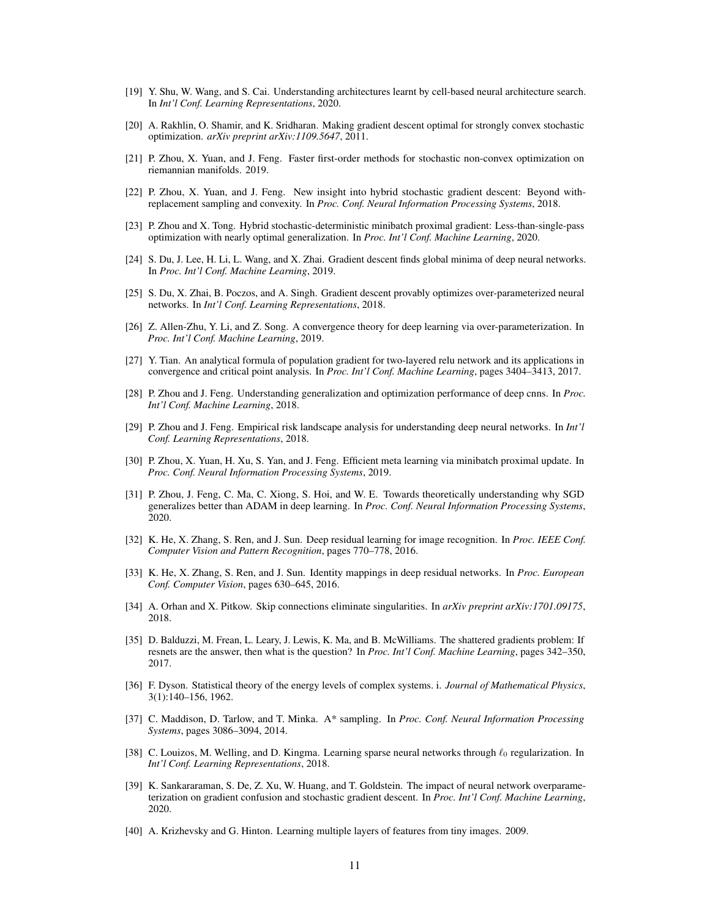[19] Y. Shu, W. Wang, and S. Cai. Understanding architectures learnt by cell-based neural architecture search. In *Int'l Conf. Learning Representations*, 2020.

[20] A. Rakhlin, O. Shamir, and K. Sridharan. Making gradient descent optimal for strongly convex stochastic optimization. *arXiv preprint arXiv:1109.5647*, 2011.

[21] P. Zhou, X. Yuan, and J. Feng. Faster first-order methods for stochastic non-convex optimization on riemannian manifolds. 2019.

[22] P. Zhou, X. Yuan, and J. Feng. New insight into hybrid stochastic gradient descent: Beyond with-replacement sampling and convexity. In *Proc. Conf. Neural Information Processing Systems*, 2018.

[23] P. Zhou and X. Tong. Hybrid stochastic-deterministic minibatch proximal gradient: Less-than-single-pass optimization with nearly optimal generalization. In *Proc. Int'l Conf. Machine Learning*, 2020.

[24] S. Du, J. Lee, H. Li, L. Wang, and X. Zhai. Gradient descent finds global minima of deep neural networks. In *Proc. Int'l Conf. Machine Learning*, 2019.

[25] S. Du, X. Zhai, B. Poczos, and A. Singh. Gradient descent provably optimizes over-parameterized neural networks. In *Int'l Conf. Learning Representations*, 2018.

[26] Z. Allen-Zhu, Y. Li, and Z. Song. A convergence theory for deep learning via over-parameterization. In *Proc. Int'l Conf. Machine Learning*, 2019.

[27] Y. Tian. An analytical formula of population gradient for two-layered relu network and its applications in convergence and critical point analysis. In *Proc. Int'l Conf. Machine Learning*, pages 3404–3413, 2017.

[28] P. Zhou and J. Feng. Understanding generalization and optimization performance of deep cnns. In *Proc. Int'l Conf. Machine Learning*, 2018.

[29] P. Zhou and J. Feng. Empirical risk landscape analysis for understanding deep neural networks. In *Int'l Conf. Learning Representations*, 2018.

[30] P. Zhou, X. Yuan, H. Xu, S. Yan, and J. Feng. Efficient meta learning via minibatch proximal update. In *Proc. Conf. Neural Information Processing Systems*, 2019.

[31] P. Zhou, J. Feng, C. Ma, C. Xiong, S. Hoi, and W. E. Towards theoretically understanding why SGD generalizes better than ADAM in deep learning. In *Proc. Conf. Neural Information Processing Systems*, 2020.

[32] K. He, X. Zhang, S. Ren, and J. Sun. Deep residual learning for image recognition. In *Proc. IEEE Conf. Computer Vision and Pattern Recognition*, pages 770–778, 2016.

[33] K. He, X. Zhang, S. Ren, and J. Sun. Identity mappings in deep residual networks. In *Proc. European Conf. Computer Vision*, pages 630–645, 2016.

[34] A. Orhan and X. Pitkow. Skip connections eliminate singularities. In *arXiv preprint arXiv:1701.09175*, 2018.

[35] D. Balduzzi, M. Frean, L. Leary, J. Lewis, K. Ma, and B. McWilliams. The shattered gradients problem: If resnets are the answer, then what is the question? In *Proc. Int'l Conf. Machine Learning*, pages 342–350, 2017.

[36] F. Dyson. Statistical theory of the energy levels of complex systems. i. *Journal of Mathematical Physics*, 3(1):140–156, 1962.

[37] C. Maddison, D. Tarlow, and T. Minka. A* sampling. In *Proc. Conf. Neural Information Processing Systems*, pages 3086–3094, 2014.

[38] C. Louizos, M. Welling, and D. Kingma. Learning sparse neural networks through $\ell_0$ regularization. In *Int'l Conf. Learning Representations*, 2018.

[39] K. Sankararaman, S. De, Z. Xu, W. Huang, and T. Goldstein. The impact of neural network overparameterization on gradient confusion and stochastic gradient descent. In *Proc. Int'l Conf. Machine Learning*, 2020.

[40] A. Krizhevsky and G. Hinton. Learning multiple layers of features from tiny images. 2009.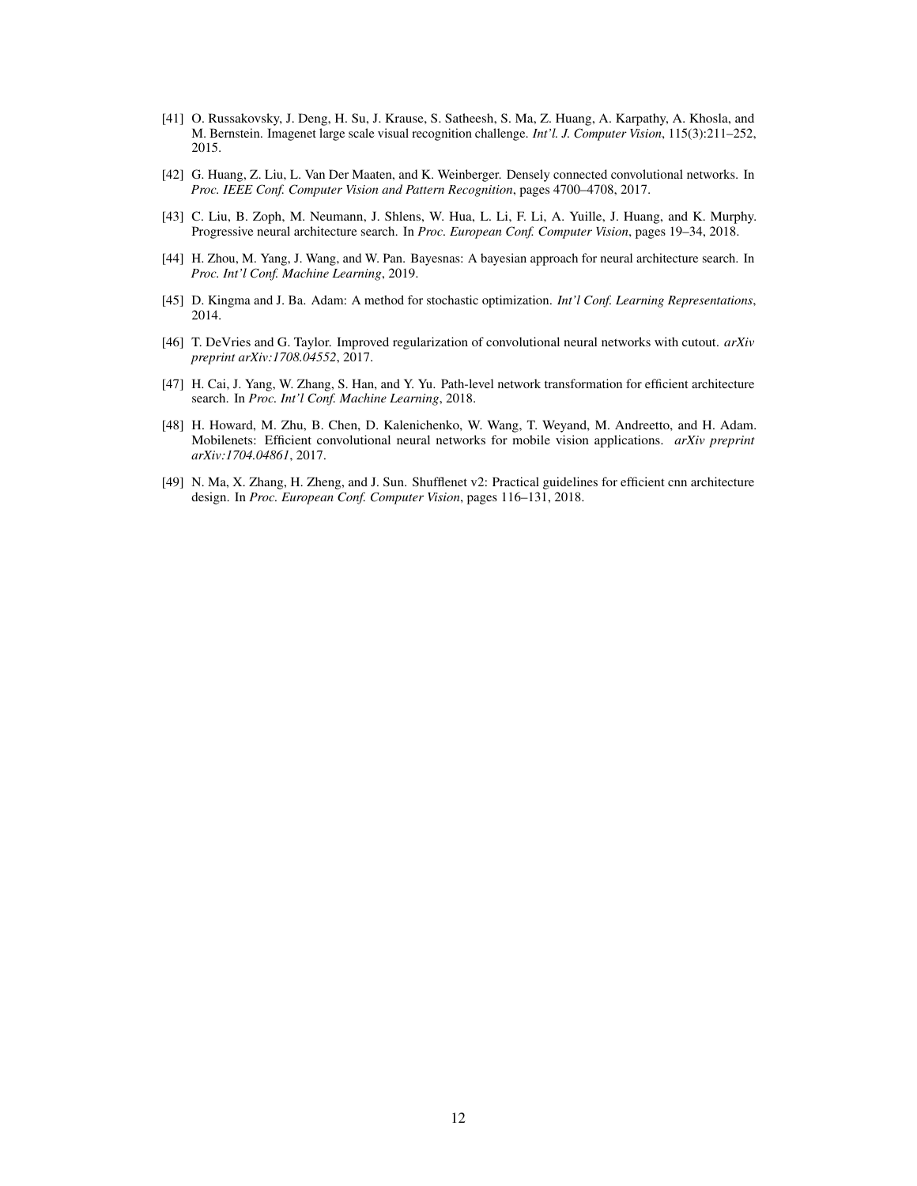[41] O. Russakovsky, J. Deng, H. Su, J. Krause, S. Satheesh, S. Ma, Z. Huang, A. Karpathy, A. Khosla, and M. Bernstein. Imagenet large scale visual recognition challenge. *Int'l. J. Computer Vision*, 115(3):211–252, 2015.

[42] G. Huang, Z. Liu, L. Van Der Maaten, and K. Weinberger. Densely connected convolutional networks. In *Proc. IEEE Conf. Computer Vision and Pattern Recognition*, pages 4700–4708, 2017.

[43] C. Liu, B. Zoph, M. Neumann, J. Shlens, W. Hua, L. Li, F. Li, A. Yuille, J. Huang, and K. Murphy. Progressive neural architecture search. In *Proc. European Conf. Computer Vision*, pages 19–34, 2018.

[44] H. Zhou, M. Yang, J. Wang, and W. Pan. Bayesnas: A bayesian approach for neural architecture search. In *Proc. Int'l Conf. Machine Learning*, 2019.

[45] D. Kingma and J. Ba. Adam: A method for stochastic optimization. *Int'l Conf. Learning Representations*, 2014.

[46] T. DeVries and G. Taylor. Improved regularization of convolutional neural networks with cutout. *arXiv preprint arXiv:1708.04552*, 2017.

[47] H. Cai, J. Yang, W. Zhang, S. Han, and Y. Yu. Path-level network transformation for efficient architecture search. In *Proc. Int'l Conf. Machine Learning*, 2018.

[48] H. Howard, M. Zhu, B. Chen, D. Kalenichenko, W. Wang, T. Weyand, M. Andreetto, and H. Adam. Mobilenets: Efficient convolutional neural networks for mobile vision applications. *arXiv preprint arXiv:1704.04861*, 2017.

[49] N. Ma, X. Zhang, H. Zheng, and J. Sun. Shufflenet v2: Practical guidelines for efficient cnn architecture design. In *Proc. European Conf. Computer Vision*, pages 116–131, 2018.